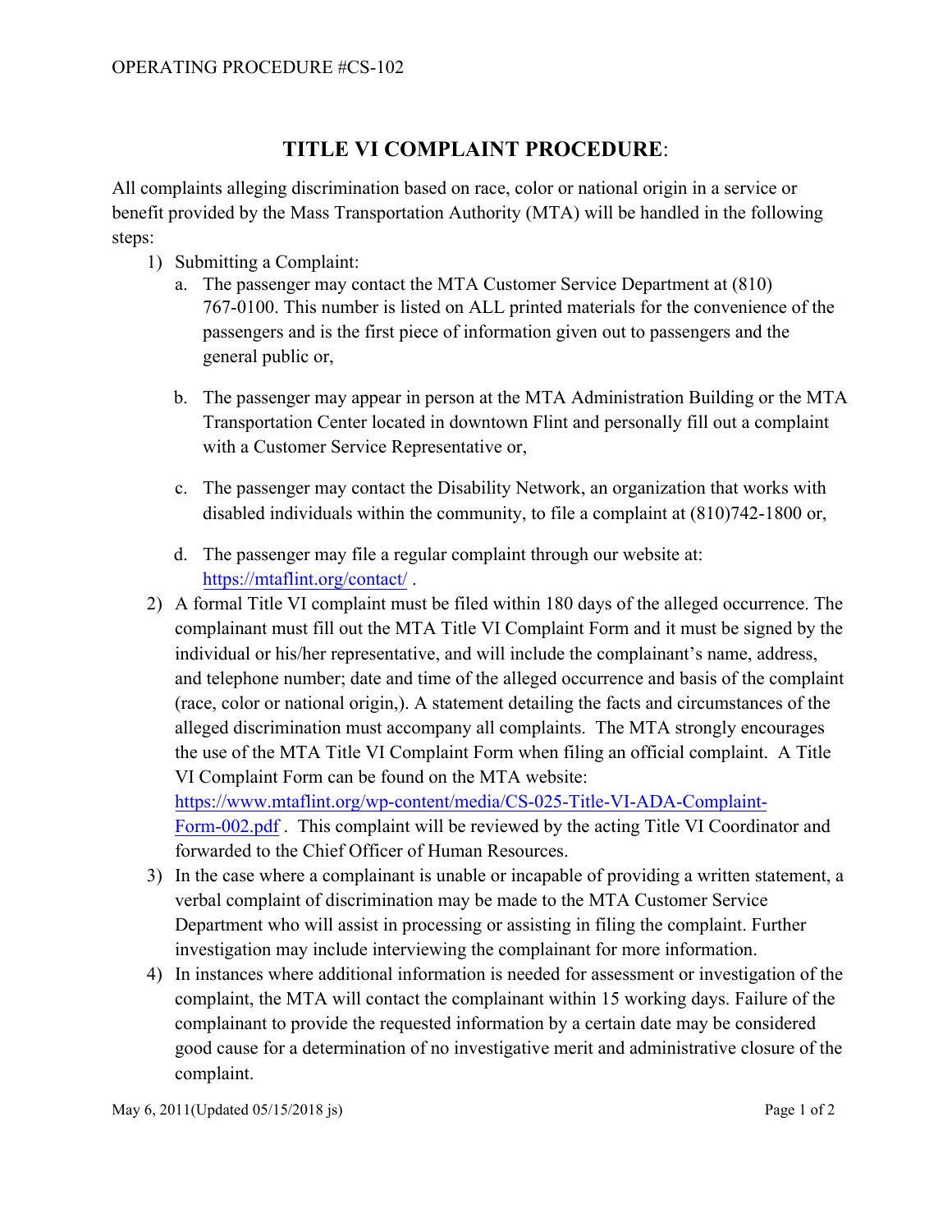OPERATING PROCEDURE #CS-102

# TITLE VI COMPLAINT PROCEDURE:

All complaints alleging discrimination based on race, color or national origin in a service or benefit provided by the Mass Transportation Authority (MTA) will be handled in the following steps:

1) Submitting a Complaint:
   a. The passenger may contact the MTA Customer Service Department at (810) 767-0100. This number is listed on ALL printed materials for the convenience of the passengers and is the first piece of information given out to passengers and the general public or,

   b. The passenger may appear in person at the MTA Administration Building or the MTA Transportation Center located in downtown Flint and personally fill out a complaint with a Customer Service Representative or,

   c. The passenger may contact the Disability Network, an organization that works with disabled individuals within the community, to file a complaint at (810)742-1800 or,

   d. The passenger may file a regular complaint through our website at: https://mtaflint.org/contact/ .
2) A formal Title VI complaint must be filed within 180 days of the alleged occurrence. The complainant must fill out the MTA Title VI Complaint Form and it must be signed by the individual or his/her representative, and will include the complainant's name, address, and telephone number; date and time of the alleged occurrence and basis of the complaint (race, color or national origin,). A statement detailing the facts and circumstances of the alleged discrimination must accompany all complaints. The MTA strongly encourages the use of the MTA Title VI Complaint Form when filing an official complaint. A Title VI Complaint Form can be found on the MTA website: https://www.mtaflint.org/wp-content/media/CS-025-Title-VI-ADA-Complaint-Form-002.pdf . This complaint will be reviewed by the acting Title VI Coordinator and forwarded to the Chief Officer of Human Resources.
3) In the case where a complainant is unable or incapable of providing a written statement, a verbal complaint of discrimination may be made to the MTA Customer Service Department who will assist in processing or assisting in filing the complaint. Further investigation may include interviewing the complainant for more information.
4) In instances where additional information is needed for assessment or investigation of the complaint, the MTA will contact the complainant within 15 working days. Failure of the complainant to provide the requested information by a certain date may be considered good cause for a determination of no investigative merit and administrative closure of the complaint.

May 6, 2011(Updated 05/15/2018 js)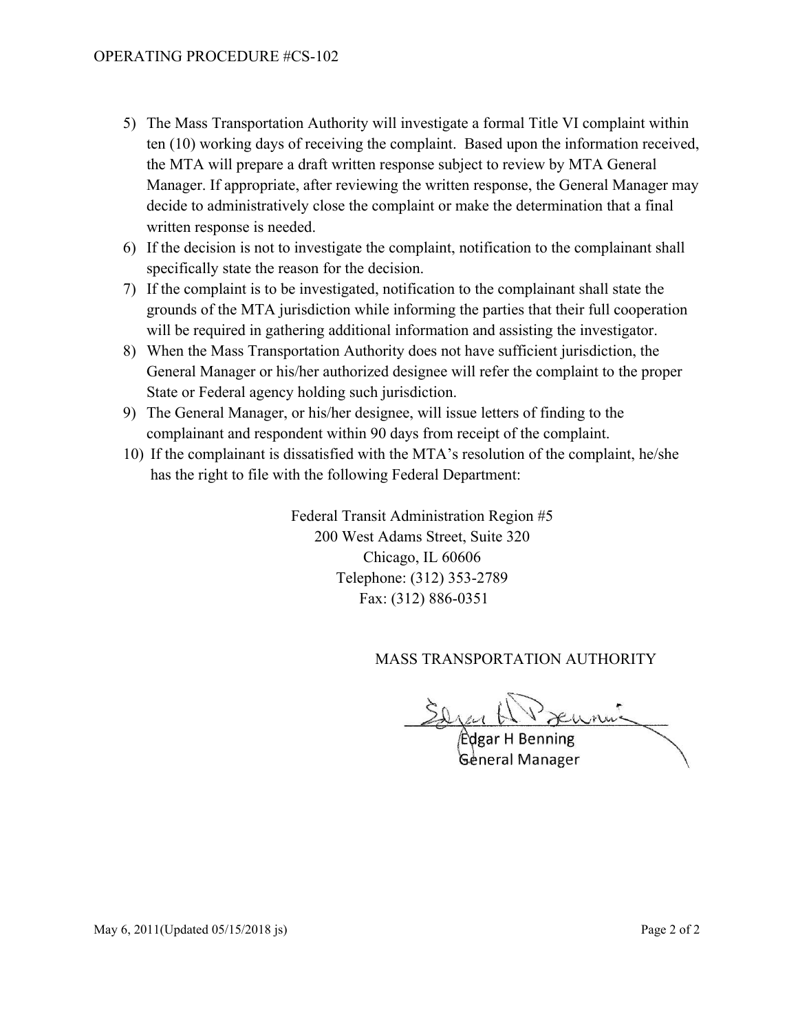5) The Mass Transportation Authority will investigate a formal Title VI complaint within ten (10) working days of receiving the complaint. Based upon the information received, the MTA will prepare a draft written response subject to review by MTA General Manager. If appropriate, after reviewing the written response, the General Manager may decide to administratively close the complaint or make the determination that a final written response is needed.
6) If the decision is not to investigate the complaint, notification to the complainant shall specifically state the reason for the decision.
7) If the complaint is to be investigated, notification to the complainant shall state the grounds of the MTA jurisdiction while informing the parties that their full cooperation will be required in gathering additional information and assisting the investigator.
8) When the Mass Transportation Authority does not have sufficient jurisdiction, the General Manager or his/her authorized designee will refer the complaint to the proper State or Federal agency holding such jurisdiction.
9) The General Manager, or his/her designee, will issue letters of finding to the complainant and respondent within 90 days from receipt of the complaint.
10) If the complainant is dissatisfied with the MTA's resolution of the complaint, he/she has the right to file with the following Federal Department:

Federal Transit Administration Region #5
200 West Adams Street, Suite 320
Chicago, IL 60606
Telephone: (312) 353-2789
Fax: (312) 886-0351

MASS TRANSPORTATION AUTHORITY

Edgar H Benning
General Manager

May 6, 2011(Updated 05/15/2018 js)